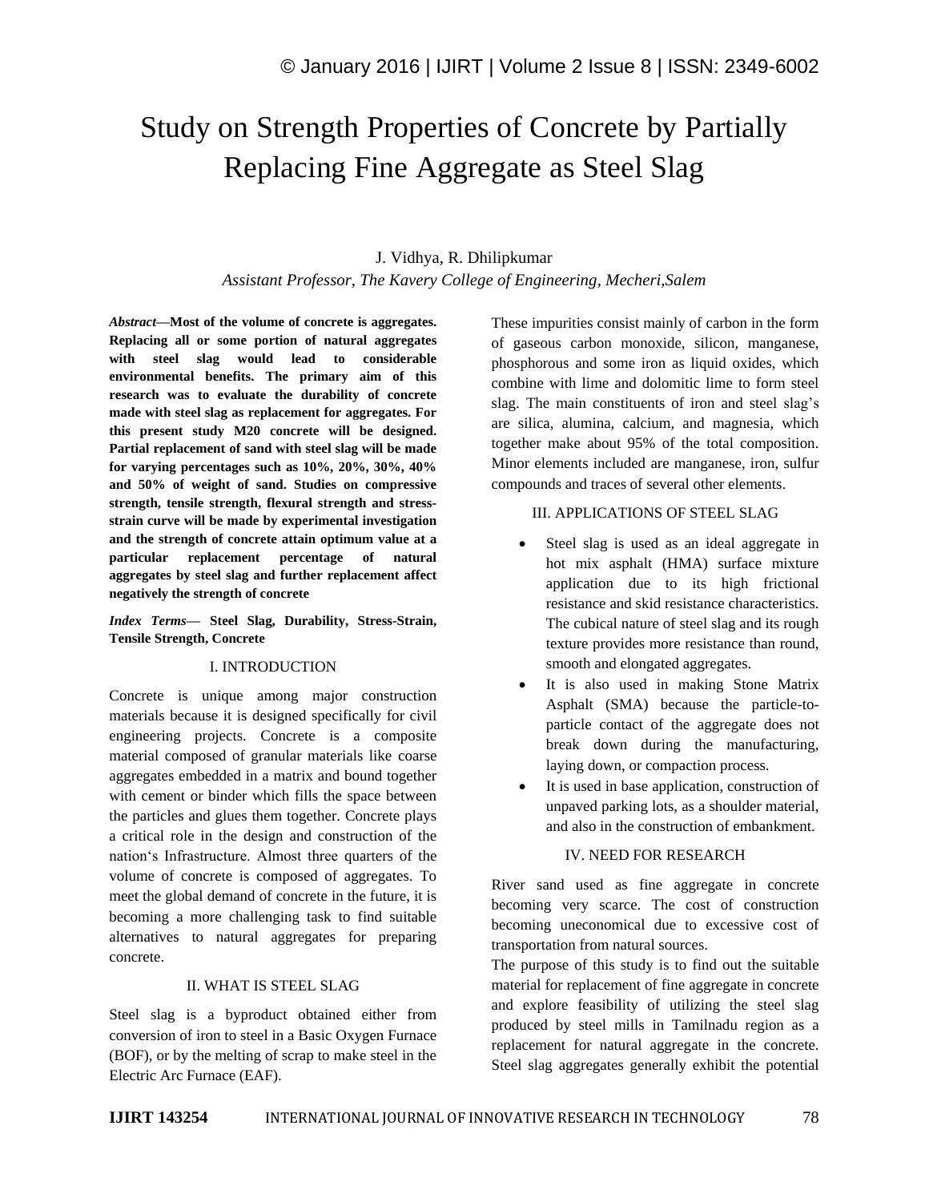# Study on Strength Properties of Concrete by Partially Replacing Fine Aggregate as Steel Slag

J. Vidhya, R. Dhilipkumar

*Assistant Professor, The Kavery College of Engineering, Mecheri,Salem*

***Abstract*—Most of the volume of concrete is aggregates. Replacing all or some portion of natural aggregates with steel slag would lead to considerable environmental benefits. The primary aim of this research was to evaluate the durability of concrete made with steel slag as replacement for aggregates. For this present study M20 concrete will be designed. Partial replacement of sand with steel slag will be made for varying percentages such as 10%, 20%, 30%, 40% and 50% of weight of sand. Studies on compressive strength, tensile strength, flexural strength and stress-strain curve will be made by experimental investigation and the strength of concrete attain optimum value at a particular replacement percentage of natural aggregates by steel slag and further replacement affect negatively the strength of concrete**

***Index Terms*— Steel Slag, Durability, Stress-Strain, Tensile Strength, Concrete**

## I. INTRODUCTION

Concrete is unique among major construction materials because it is designed specifically for civil engineering projects. Concrete is a composite material composed of granular materials like coarse aggregates embedded in a matrix and bound together with cement or binder which fills the space between the particles and glues them together. Concrete plays a critical role in the design and construction of the nation's Infrastructure. Almost three quarters of the volume of concrete is composed of aggregates. To meet the global demand of concrete in the future, it is becoming a more challenging task to find suitable alternatives to natural aggregates for preparing concrete.

## II. WHAT IS STEEL SLAG

Steel slag is a byproduct obtained either from conversion of iron to steel in a Basic Oxygen Furnace (BOF), or by the melting of scrap to make steel in the Electric Arc Furnace (EAF).

These impurities consist mainly of carbon in the form of gaseous carbon monoxide, silicon, manganese, phosphorous and some iron as liquid oxides, which combine with lime and dolomitic lime to form steel slag. The main constituents of iron and steel slag's are silica, alumina, calcium, and magnesia, which together make about 95% of the total composition. Minor elements included are manganese, iron, sulfur compounds and traces of several other elements.

## III. APPLICATIONS OF STEEL SLAG

- Steel slag is used as an ideal aggregate in hot mix asphalt (HMA) surface mixture application due to its high frictional resistance and skid resistance characteristics. The cubical nature of steel slag and its rough texture provides more resistance than round, smooth and elongated aggregates.
- It is also used in making Stone Matrix Asphalt (SMA) because the particle-to-particle contact of the aggregate does not break down during the manufacturing, laying down, or compaction process.
- It is used in base application, construction of unpaved parking lots, as a shoulder material, and also in the construction of embankment.

## IV. NEED FOR RESEARCH

River sand used as fine aggregate in concrete becoming very scarce. The cost of construction becoming uneconomical due to excessive cost of transportation from natural sources.

The purpose of this study is to find out the suitable material for replacement of fine aggregate in concrete and explore feasibility of utilizing the steel slag produced by steel mills in Tamilnadu region as a replacement for natural aggregate in the concrete. Steel slag aggregates generally exhibit the potential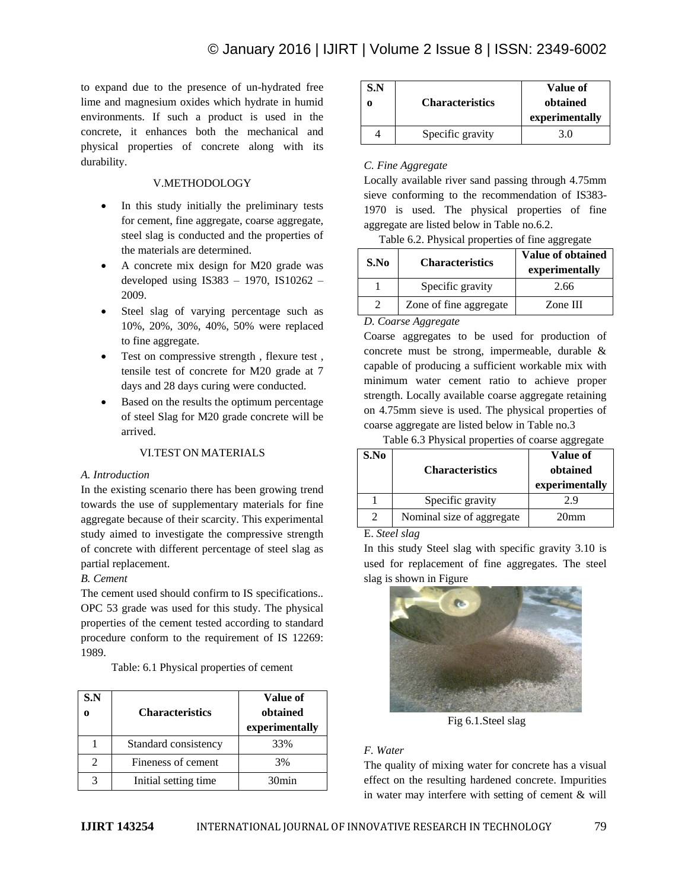to expand due to the presence of un-hydrated free lime and magnesium oxides which hydrate in humid environments. If such a product is used in the concrete, it enhances both the mechanical and physical properties of concrete along with its durability.

## V.METHODOLOGY

- In this study initially the preliminary tests for cement, fine aggregate, coarse aggregate, steel slag is conducted and the properties of the materials are determined.
- A concrete mix design for M20 grade was developed using IS383 – 1970, IS10262 – 2009.
- Steel slag of varying percentage such as 10%, 20%, 30%, 40%, 50% were replaced to fine aggregate.
- Test on compressive strength , flexure test , tensile test of concrete for M20 grade at 7 days and 28 days curing were conducted.
- Based on the results the optimum percentage of steel Slag for M20 grade concrete will be arrived.

## VI.TEST ON MATERIALS

*A. Introduction*

In the existing scenario there has been growing trend towards the use of supplementary materials for fine aggregate because of their scarcity. This experimental study aimed to investigate the compressive strength of concrete with different percentage of steel slag as partial replacement.

*B. Cement*

The cement used should confirm to IS specifications.. OPC 53 grade was used for this study. The physical properties of the cement tested according to standard procedure conform to the requirement of IS 12269: 1989.

Table: 6.1 Physical properties of cement

| S.No | Characteristics | Value of obtained experimentally |
|---|---|---|
| 1 | Standard consistency | 33% |
| 2 | Fineness of cement | 3% |
| 3 | Initial setting time | 30min |
| 4 | Specific gravity | 3.0 |

*C. Fine Aggregate*

Locally available river sand passing through 4.75mm sieve conforming to the recommendation of IS383-1970 is used. The physical properties of fine aggregate are listed below in Table no.6.2.

Table 6.2. Physical properties of fine aggregate

| S.No | Characteristics | Value of obtained experimentally |
|---|---|---|
| 1 | Specific gravity | 2.66 |
| 2 | Zone of fine aggregate | Zone III |

*D. Coarse Aggregate*

Coarse aggregates to be used for production of concrete must be strong, impermeable, durable & capable of producing a sufficient workable mix with minimum water cement ratio to achieve proper strength. Locally available coarse aggregate retaining on 4.75mm sieve is used. The physical properties of coarse aggregate are listed below in Table no.3

Table 6.3 Physical properties of coarse aggregate

| S.No | Characteristics | Value of obtained experimentally |
|---|---|---|
| 1 | Specific gravity | 2.9 |
| 2 | Nominal size of aggregate | 20mm |

E. *Steel slag*

In this study Steel slag with specific gravity 3.10 is used for replacement of fine aggregates. The steel slag is shown in Figure

Fig 6.1.Steel slag

*F. Water*

The quality of mixing water for concrete has a visual effect on the resulting hardened concrete. Impurities in water may interfere with setting of cement & will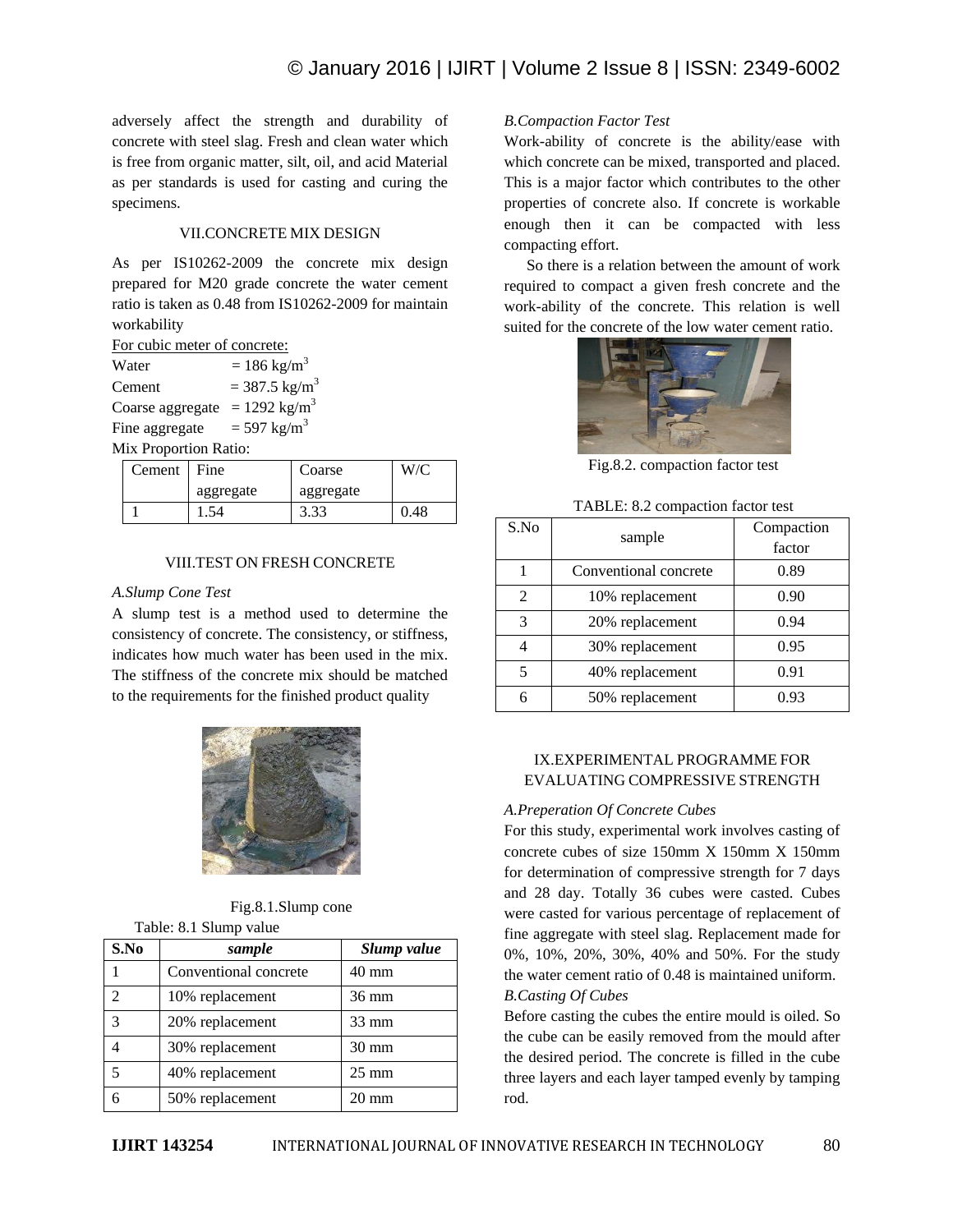adversely affect the strength and durability of concrete with steel slag. Fresh and clean water which is free from organic matter, silt, oil, and acid Material as per standards is used for casting and curing the specimens.

## VII.CONCRETE MIX DESIGN

As per IS10262-2009 the concrete mix design prepared for M20 grade concrete the water cement ratio is taken as 0.48 from IS10262-2009 for maintain workability

For cubic meter of concrete:

Water = 186 kg/m$^3$

Cement = 387.5 kg/m$^3$

Coarse aggregate = 1292 kg/m$^3$

Fine aggregate = 597 kg/m$^3$

Mix Proportion Ratio:

| Cement | Fine aggregate | Coarse aggregate | W/C |
|---|---|---|---|
| 1 | 1.54 | 3.33 | 0.48 |

## VIII.TEST ON FRESH CONCRETE

### *A.Slump Cone Test*

A slump test is a method used to determine the consistency of concrete. The consistency, or stiffness, indicates how much water has been used in the mix. The stiffness of the concrete mix should be matched to the requirements for the finished product quality

Fig.8.1.Slump cone

Table: 8.1 Slump value

| S.No | *sample* | *Slump value* |
|---|---|---|
| 1 | Conventional concrete | 40 mm |
| 2 | 10% replacement | 36 mm |
| 3 | 20% replacement | 33 mm |
| 4 | 30% replacement | 30 mm |
| 5 | 40% replacement | 25 mm |
| 6 | 50% replacement | 20 mm |

### *B.Compaction Factor Test*

Work-ability of concrete is the ability/ease with which concrete can be mixed, transported and placed. This is a major factor which contributes to the other properties of concrete also. If concrete is workable enough then it can be compacted with less compacting effort.

So there is a relation between the amount of work required to compact a given fresh concrete and the work-ability of the concrete. This relation is well suited for the concrete of the low water cement ratio.

Fig.8.2. compaction factor test

TABLE: 8.2 compaction factor test

| S.No | sample | Compaction factor |
|---|---|---|
| 1 | Conventional concrete | 0.89 |
| 2 | 10% replacement | 0.90 |
| 3 | 20% replacement | 0.94 |
| 4 | 30% replacement | 0.95 |
| 5 | 40% replacement | 0.91 |
| 6 | 50% replacement | 0.93 |

## IX.EXPERIMENTAL PROGRAMME FOR EVALUATING COMPRESSIVE STRENGTH

### *A.Preperation Of Concrete Cubes*

For this study, experimental work involves casting of concrete cubes of size 150mm X 150mm X 150mm for determination of compressive strength for 7 days and 28 day. Totally 36 cubes were casted. Cubes were casted for various percentage of replacement of fine aggregate with steel slag. Replacement made for 0%, 10%, 20%, 30%, 40% and 50%. For the study the water cement ratio of 0.48 is maintained uniform.

### *B.Casting Of Cubes*

Before casting the cubes the entire mould is oiled. So the cube can be easily removed from the mould after the desired period. The concrete is filled in the cube three layers and each layer tamped evenly by tamping rod.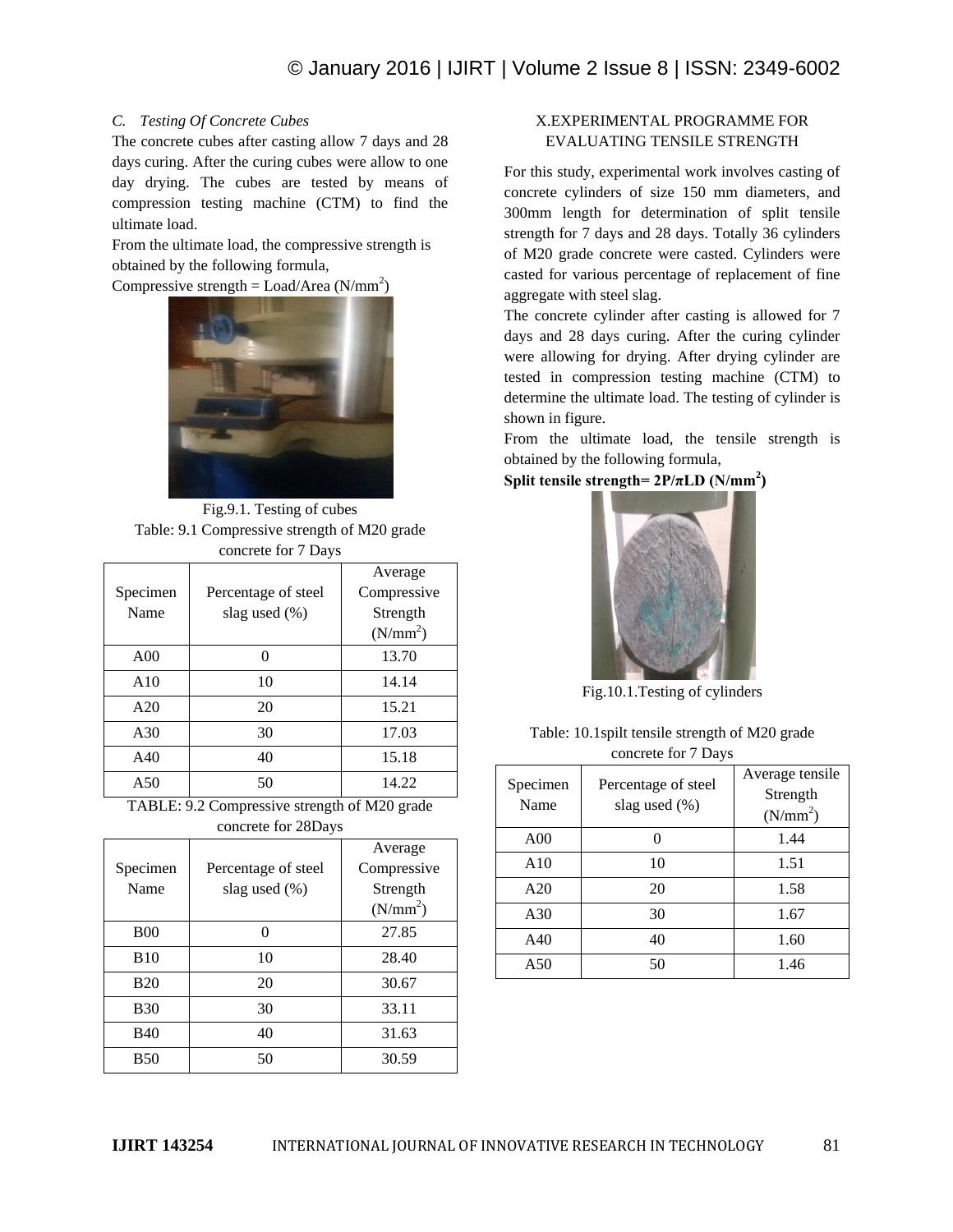### *C. Testing Of Concrete Cubes*

The concrete cubes after casting allow 7 days and 28 days curing. After the curing cubes were allow to one day drying. The cubes are tested by means of compression testing machine (CTM) to find the ultimate load.

From the ultimate load, the compressive strength is obtained by the following formula,

Compressive strength = Load/Area (N/mm$^2$)

Fig.9.1. Testing of cubes

Table: 9.1 Compressive strength of M20 grade concrete for 7 Days

| Specimen Name | Percentage of steel slag used (%) | Average Compressive Strength (N/mm$^2$) |
|---|---|---|
| A00 | 0 | 13.70 |
| A10 | 10 | 14.14 |
| A20 | 20 | 15.21 |
| A30 | 30 | 17.03 |
| A40 | 40 | 15.18 |
| A50 | 50 | 14.22 |

TABLE: 9.2 Compressive strength of M20 grade concrete for 28Days

| Specimen Name | Percentage of steel slag used (%) | Average Compressive Strength (N/mm$^2$) |
|---|---|---|
| B00 | 0 | 27.85 |
| B10 | 10 | 28.40 |
| B20 | 20 | 30.67 |
| B30 | 30 | 33.11 |
| B40 | 40 | 31.63 |
| B50 | 50 | 30.59 |

## X.EXPERIMENTAL PROGRAMME FOR EVALUATING TENSILE STRENGTH

For this study, experimental work involves casting of concrete cylinders of size 150 mm diameters, and 300mm length for determination of split tensile strength for 7 days and 28 days. Totally 36 cylinders of M20 grade concrete were casted. Cylinders were casted for various percentage of replacement of fine aggregate with steel slag.

The concrete cylinder after casting is allowed for 7 days and 28 days curing. After the curing cylinder were allowing for drying. After drying cylinder are tested in compression testing machine (CTM) to determine the ultimate load. The testing of cylinder is shown in figure.

From the ultimate load, the tensile strength is obtained by the following formula,

**Split tensile strength= $2P/\pi LD$ (N/mm$^2$)**

Fig.10.1.Testing of cylinders

Table: 10.1spilt tensile strength of M20 grade concrete for 7 Days

| Specimen Name | Percentage of steel slag used (%) | Average tensile Strength (N/mm$^2$) |
|---|---|---|
| A00 | 0 | 1.44 |
| A10 | 10 | 1.51 |
| A20 | 20 | 1.58 |
| A30 | 30 | 1.67 |
| A40 | 40 | 1.60 |
| A50 | 50 | 1.46 |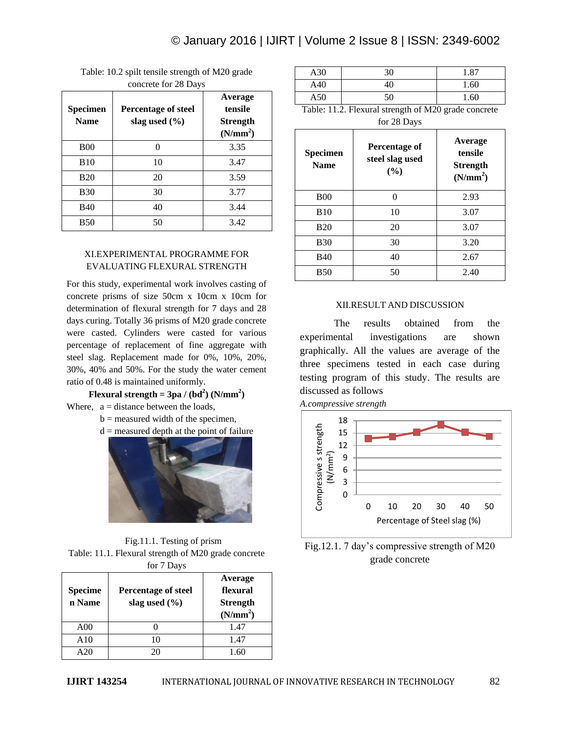Table: 10.2 spilt tensile strength of M20 grade concrete for 28 Days

| Specimen Name | Percentage of steel slag used (%) | Average tensile Strength ($N/mm^2$) |
|---|---|---|
| B00 | 0 | 3.35 |
| B10 | 10 | 3.47 |
| B20 | 20 | 3.59 |
| B30 | 30 | 3.77 |
| B40 | 40 | 3.44 |
| B50 | 50 | 3.42 |

## XI.EXPERIMENTAL PROGRAMME FOR EVALUATING FLEXURAL STRENGTH

For this study, experimental work involves casting of concrete prisms of size 50cm x 10cm x 10cm for determination of flexural strength for 7 days and 28 days curing. Totally 36 prisms of M20 grade concrete were casted. Cylinders were casted for various percentage of replacement of fine aggregate with steel slag. Replacement made for 0%, 10%, 20%, 30%, 40% and 50%. For the study the water cement ratio of 0.48 is maintained uniformly.

**Flexural strength = $3pa / (bd^2)$ ($N/mm^2$)**

Where, a = distance between the loads,

b = measured width of the specimen,

d = measured depth at the point of failure

Fig.11.1. Testing of prism

Table: 11.1. Flexural strength of M20 grade concrete for 7 Days

| Specimen Name | Percentage of steel slag used (%) | Average flexural Strength ($N/mm^2$) |
|---|---|---|
| A00 | 0 | 1.47 |
| A10 | 10 | 1.47 |
| A20 | 20 | 1.60 |
| A30 | 30 | 1.87 |
| A40 | 40 | 1.60 |
| A50 | 50 | 1.60 |

Table: 11.2. Flexural strength of M20 grade concrete for 28 Days

| Specimen Name | Percentage of steel slag used (%) | Average tensile Strength ($N/mm^2$) |
|---|---|---|
| B00 | 0 | 2.93 |
| B10 | 10 | 3.07 |
| B20 | 20 | 3.07 |
| B30 | 30 | 3.20 |
| B40 | 40 | 2.67 |
| B50 | 50 | 2.40 |

## XII.RESULT AND DISCUSSION

The results obtained from the experimental investigations are shown graphically. All the values are average of the three specimens tested in each case during testing program of this study. The results are discussed as follows

*A.compressive strength*

Fig.12.1. 7 day's compressive strength of M20 grade concrete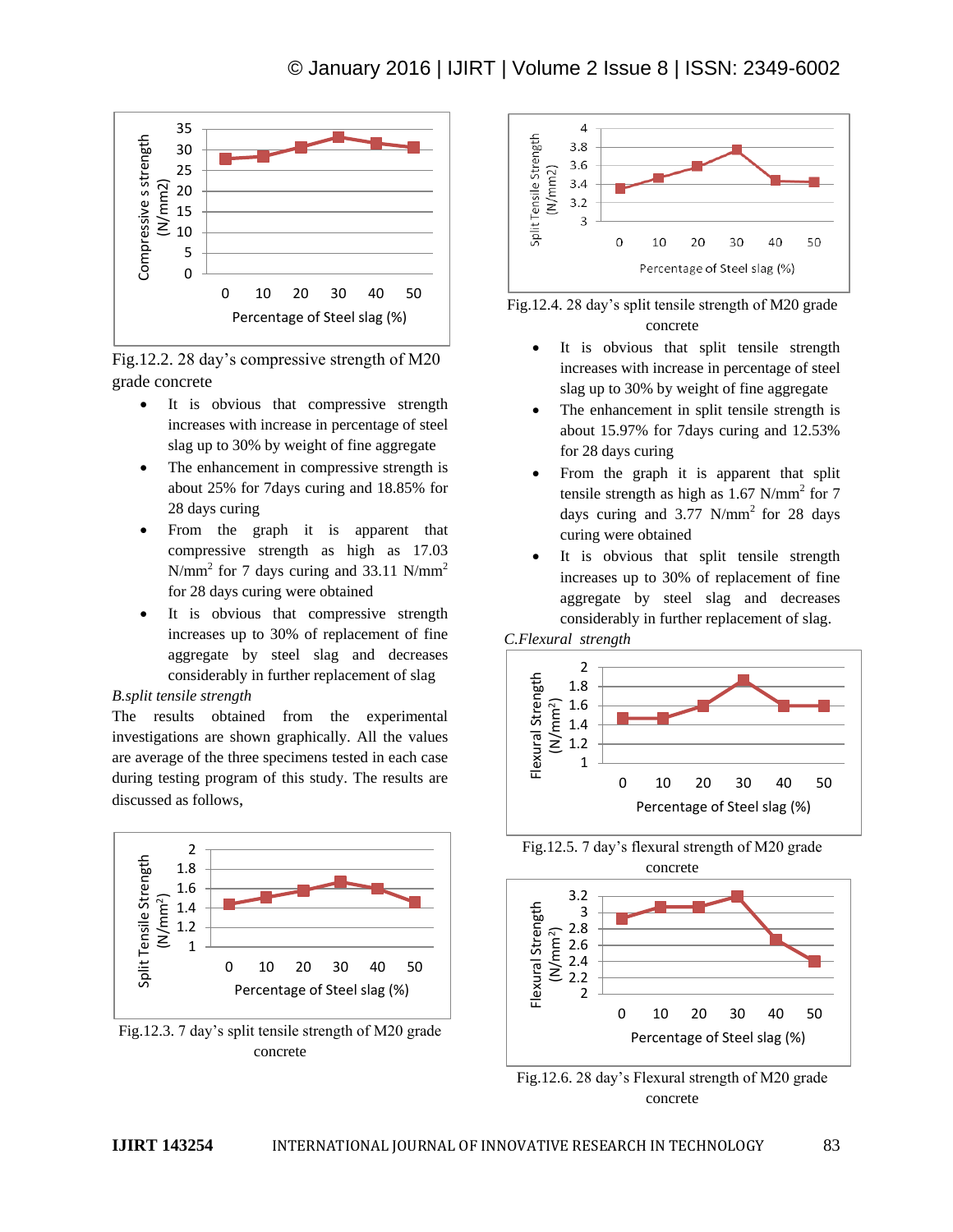Fig.12.2. 28 day's compressive strength of M20 grade concrete

- It is obvious that compressive strength increases with increase in percentage of steel slag up to 30% by weight of fine aggregate
- The enhancement in compressive strength is about 25% for 7days curing and 18.85% for 28 days curing
- From the graph it is apparent that compressive strength as high as 17.03 $N/mm^2$ for 7 days curing and 33.11 $N/mm^2$ for 28 days curing were obtained
- It is obvious that compressive strength increases up to 30% of replacement of fine aggregate by steel slag and decreases considerably in further replacement of slag

*B.split tensile strength*

The results obtained from the experimental investigations are shown graphically. All the values are average of the three specimens tested in each case during testing program of this study. The results are discussed as follows,

Fig.12.3. 7 day's split tensile strength of M20 grade concrete

Fig.12.4. 28 day's split tensile strength of M20 grade concrete

- It is obvious that split tensile strength increases with increase in percentage of steel slag up to 30% by weight of fine aggregate
- The enhancement in split tensile strength is about 15.97% for 7days curing and 12.53% for 28 days curing
- From the graph it is apparent that split tensile strength as high as 1.67 $N/mm^2$ for 7 days curing and 3.77 $N/mm^2$ for 28 days curing were obtained
- It is obvious that split tensile strength increases up to 30% of replacement of fine aggregate by steel slag and decreases considerably in further replacement of slag.

*C.Flexural strength*

Fig.12.5. 7 day's flexural strength of M20 grade concrete

Fig.12.6. 28 day's Flexural strength of M20 grade concrete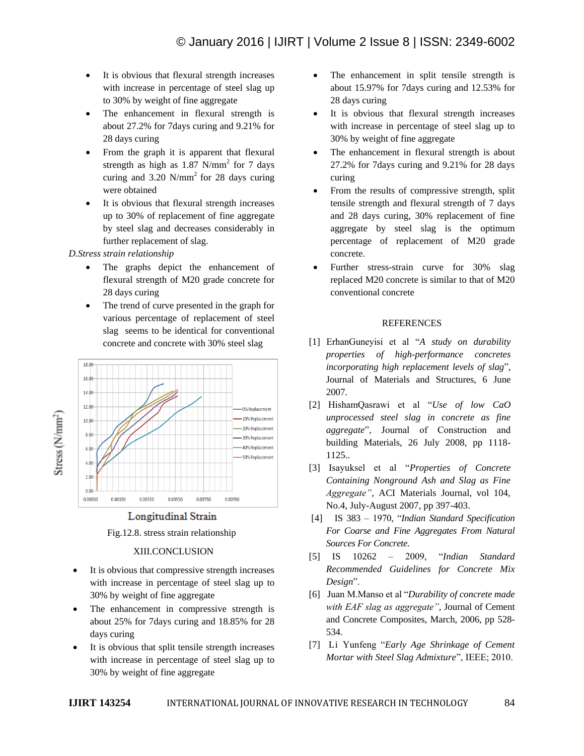- It is obvious that flexural strength increases with increase in percentage of steel slag up to 30% by weight of fine aggregate
- The enhancement in flexural strength is about 27.2% for 7days curing and 9.21% for 28 days curing
- From the graph it is apparent that flexural strength as high as 1.87 N/mm$^2$ for 7 days curing and 3.20 N/mm$^2$ for 28 days curing were obtained
- It is obvious that flexural strength increases up to 30% of replacement of fine aggregate by steel slag and decreases considerably in further replacement of slag.

*D.Stress strain relationship*

- The graphs depict the enhancement of flexural strength of M20 grade concrete for 28 days curing
- The trend of curve presented in the graph for various percentage of replacement of steel slag seems to be identical for conventional concrete and concrete with 30% steel slag

Stress (N/mm$^2$)

18.00
16.00
14.00
12.00
10.00
8.00
6.00
4.00
2.00
0.00

-0.00050
0.00150
0.00350
0.00550
0.00750
0.00950

0% Replacement
10% Replacement
20% Replacement
30% Replacement
40% Replacement
50% Replacement

Longitudinal Strain

Fig.12.8. stress strain relationship

## XIII.CONCLUSION

- It is obvious that compressive strength increases with increase in percentage of steel slag up to 30% by weight of fine aggregate
- The enhancement in compressive strength is about 25% for 7days curing and 18.85% for 28 days curing
- It is obvious that split tensile strength increases with increase in percentage of steel slag up to 30% by weight of fine aggregate
- The enhancement in split tensile strength is about 15.97% for 7days curing and 12.53% for 28 days curing
- It is obvious that flexural strength increases with increase in percentage of steel slag up to 30% by weight of fine aggregate
- The enhancement in flexural strength is about 27.2% for 7days curing and 9.21% for 28 days curing
- From the results of compressive strength, split tensile strength and flexural strength of 7 days and 28 days curing, 30% replacement of fine aggregate by steel slag is the optimum percentage of replacement of M20 grade concrete.
- Further stress-strain curve for 30% slag replaced M20 concrete is similar to that of M20 conventional concrete

## REFERENCES

[1] ErhanGuneyisi et al "*A study on durability properties of high-performance concretes incorporating high replacement levels of slag*", Journal of Materials and Structures, 6 June 2007.

[2] HishamQasrawi et al "*Use of low CaO unprocessed steel slag in concrete as fine aggregate*", Journal of Construction and building Materials, 26 July 2008, pp 1118-1125..

[3] Isayuksel et al "*Properties of Concrete Containing Nonground Ash and Slag as Fine Aggregate*", ACI Materials Journal, vol 104, No.4, July-August 2007, pp 397-403.

[4] IS 383 – 1970, "*Indian Standard Specification For Coarse and Fine Aggregates From Natural Sources For Concrete.*

[5] IS 10262 – 2009, "*Indian Standard Recommended Guidelines for Concrete Mix Design*".

[6] Juan M.Manso et al "*Durability of concrete made with EAF slag as aggregate*", Journal of Cement and Concrete Composites, March, 2006, pp 528-534.

[7] Li Yunfeng "*Early Age Shrinkage of Cement Mortar with Steel Slag Admixture*", IEEE; 2010.